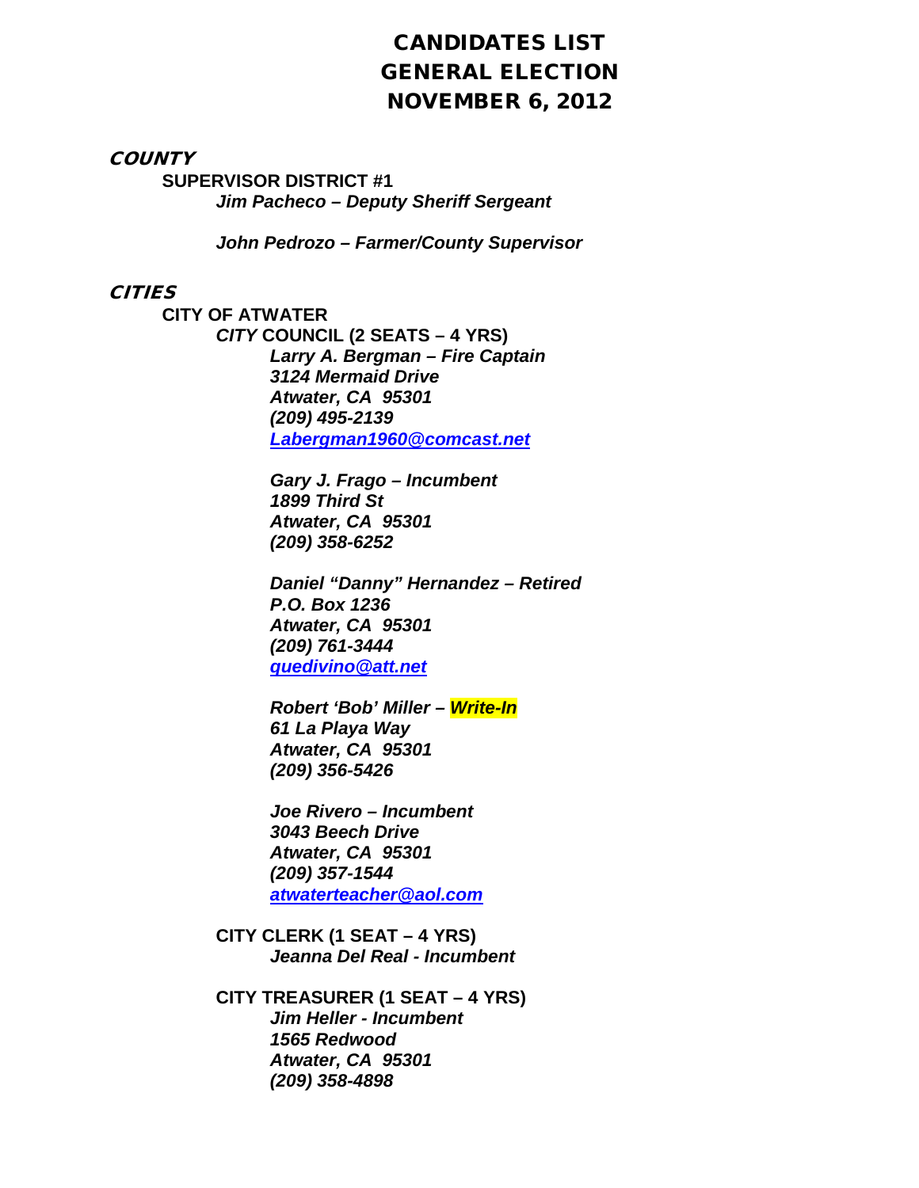# CANDIDATES LIST
# GENERAL ELECTION
# NOVEMBER 6, 2012

## *COUNTY*

### SUPERVISOR DISTRICT #1

***Jim Pacheco – Deputy Sheriff Sergeant***

***John Pedrozo – Farmer/County Supervisor***

## *CITIES*

### CITY OF ATWATER

#### *CITY* COUNCIL (2 SEATS – 4 YRS)

***Larry A. Bergman – Fire Captain***
***3124 Mermaid Drive***
***Atwater, CA 95301***
***(209) 495-2139***
***Labergman1960@comcast.net***

***Gary J. Frago – Incumbent***
***1899 Third St***
***Atwater, CA 95301***
***(209) 358-6252***

***Daniel "Danny" Hernandez – Retired***
***P.O. Box 1236***
***Atwater, CA 95301***
***(209) 761-3444***
***quedivino@att.net***

***Robert 'Bob' Miller – Write-In***
***61 La Playa Way***
***Atwater, CA 95301***
***(209) 356-5426***

***Joe Rivero – Incumbent***
***3043 Beech Drive***
***Atwater, CA 95301***
***(209) 357-1544***
***atwaterteacher@aol.com***

#### CITY CLERK (1 SEAT – 4 YRS)

***Jeanna Del Real - Incumbent***

#### CITY TREASURER (1 SEAT – 4 YRS)

***Jim Heller - Incumbent***
***1565 Redwood***
***Atwater, CA 95301***
***(209) 358-4898***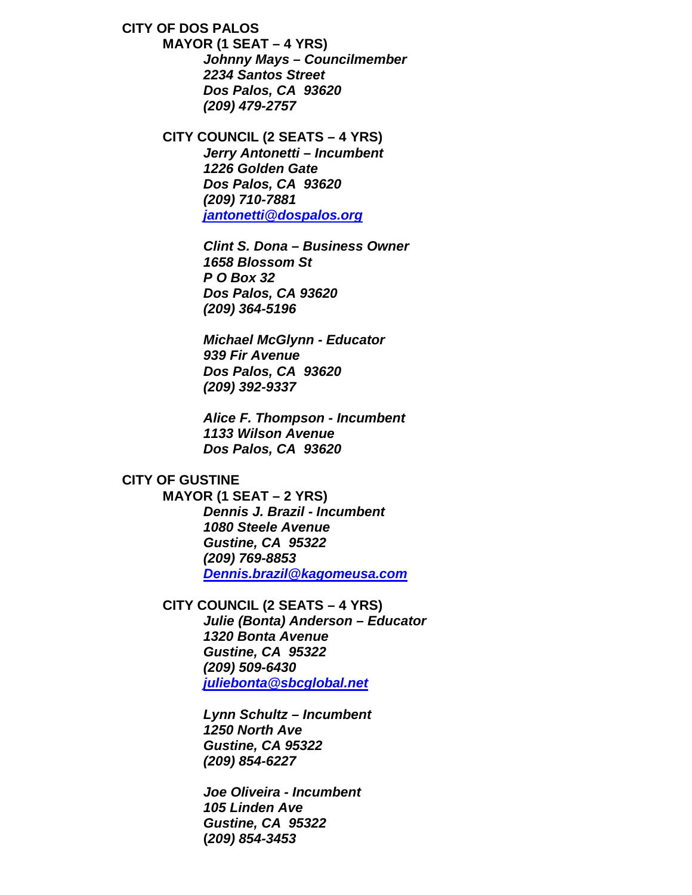## CITY OF DOS PALOS

### MAYOR (1 SEAT – 4 YRS)

***Johnny Mays – Councilmember***
***2234 Santos Street***
***Dos Palos, CA 93620***
***(209) 479-2757***

### CITY COUNCIL (2 SEATS – 4 YRS)

***Jerry Antonetti – Incumbent***
***1226 Golden Gate***
***Dos Palos, CA 93620***
***(209) 710-7881***
***jantonetti@dospalos.org***

***Clint S. Dona – Business Owner***
***1658 Blossom St***
***P O Box 32***
***Dos Palos, CA 93620***
***(209) 364-5196***

***Michael McGlynn - Educator***
***939 Fir Avenue***
***Dos Palos, CA 93620***
***(209) 392-9337***

***Alice F. Thompson - Incumbent***
***1133 Wilson Avenue***
***Dos Palos, CA 93620***

## CITY OF GUSTINE

### MAYOR (1 SEAT – 2 YRS)

***Dennis J. Brazil - Incumbent***
***1080 Steele Avenue***
***Gustine, CA 95322***
***(209) 769-8853***
***Dennis.brazil@kagomeusa.com***

### CITY COUNCIL (2 SEATS – 4 YRS)

***Julie (Bonta) Anderson – Educator***
***1320 Bonta Avenue***
***Gustine, CA 95322***
***(209) 509-6430***
***juliebonta@sbcglobal.net***

***Lynn Schultz – Incumbent***
***1250 North Ave***
***Gustine, CA 95322***
***(209) 854-6227***

***Joe Oliveira - Incumbent***
***105 Linden Ave***
***Gustine, CA 95322***
***(209) 854-3453***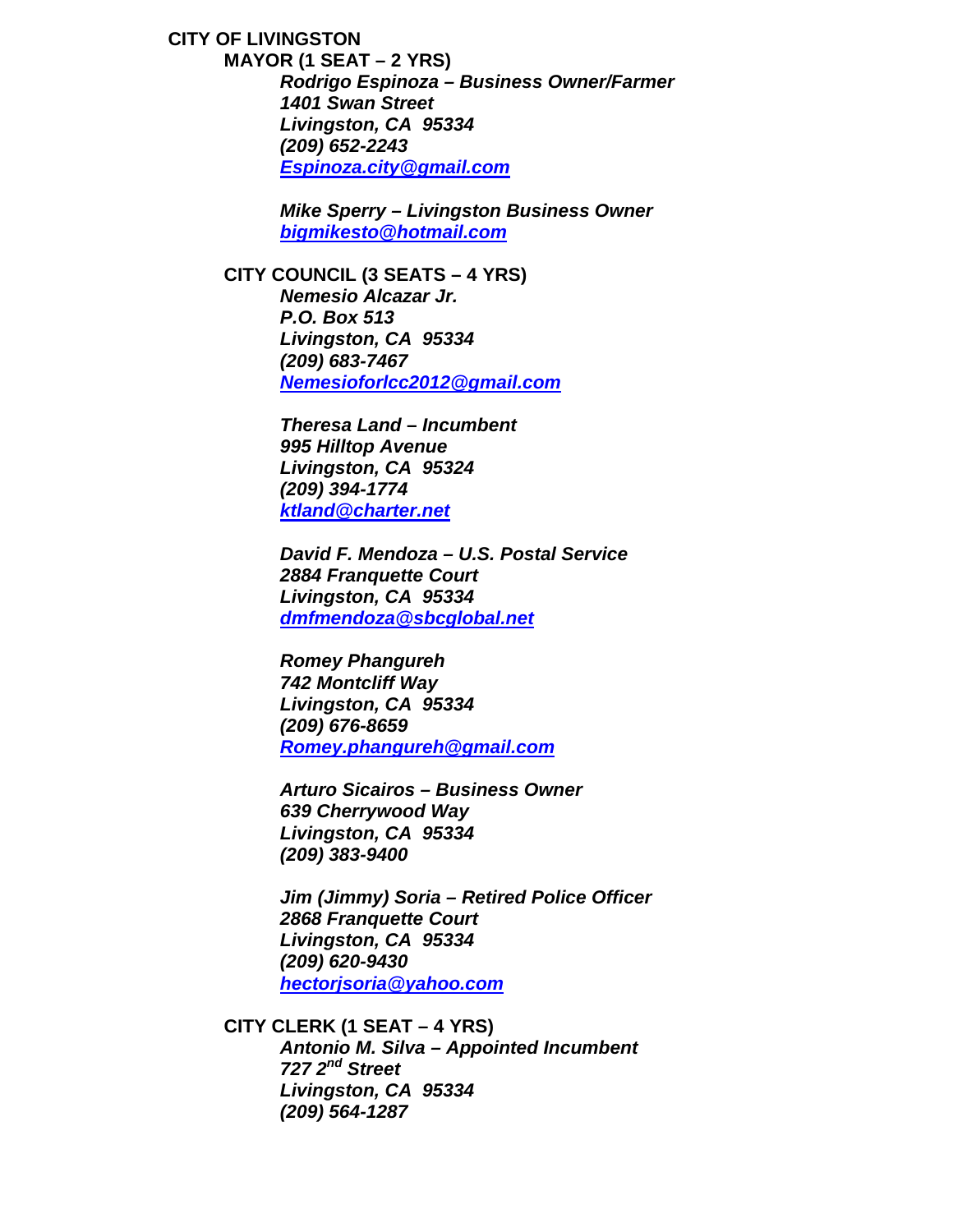## CITY OF LIVINGSTON

### MAYOR (1 SEAT – 2 YRS)

***Rodrigo Espinoza – Business Owner/Farmer***
***1401 Swan Street***
***Livingston, CA  95334***
***(209) 652-2243***
***Espinoza.city@gmail.com***

***Mike Sperry – Livingston Business Owner***
***bigmikesto@hotmail.com***

### CITY COUNCIL (3 SEATS – 4 YRS)

***Nemesio Alcazar Jr.***
***P.O. Box 513***
***Livingston, CA  95334***
***(209) 683-7467***
***Nemesioforlcc2012@gmail.com***

***Theresa Land – Incumbent***
***995 Hilltop Avenue***
***Livingston, CA  95324***
***(209) 394-1774***
***ktland@charter.net***

***David F. Mendoza – U.S. Postal Service***
***2884 Franquette Court***
***Livingston, CA  95334***
***dmfmendoza@sbcglobal.net***

***Romey Phangureh***
***742 Montcliff Way***
***Livingston, CA  95334***
***(209) 676-8659***
***Romey.phangureh@gmail.com***

***Arturo Sicairos – Business Owner***
***639 Cherrywood Way***
***Livingston, CA  95334***
***(209) 383-9400***

***Jim (Jimmy) Soria – Retired Police Officer***
***2868 Franquette Court***
***Livingston, CA  95334***
***(209) 620-9430***
***hectorjsoria@yahoo.com***

### CITY CLERK (1 SEAT – 4 YRS)

***Antonio M. Silva – Appointed Incumbent***
***727 2nd Street***
***Livingston, CA  95334***
***(209) 564-1287***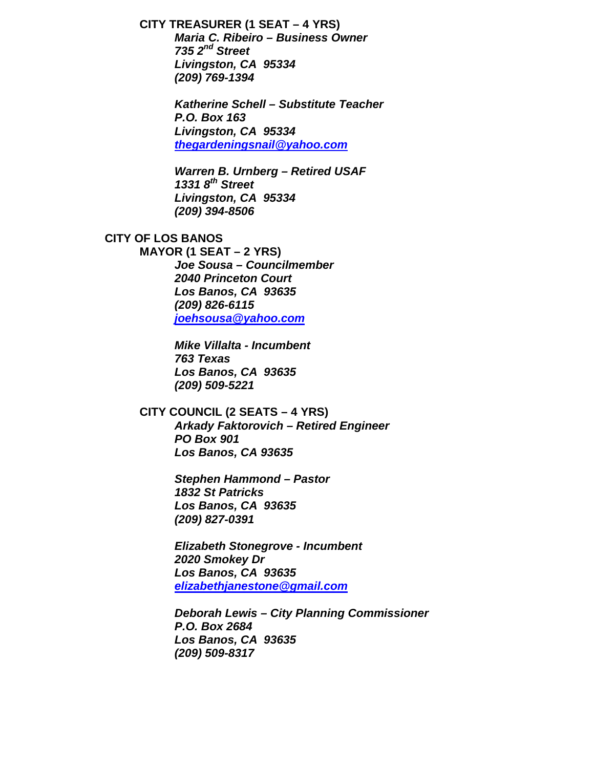**CITY TREASURER (1 SEAT – 4 YRS)**

***Maria C. Ribeiro – Business Owner***
***735 2nd Street***
***Livingston, CA 95334***
***(209) 769-1394***

***Katherine Schell – Substitute Teacher***
***P.O. Box 163***
***Livingston, CA 95334***
***thegardeningsnail@yahoo.com***

***Warren B. Urnberg – Retired USAF***
***1331 8th Street***
***Livingston, CA 95334***
***(209) 394-8506***

**CITY OF LOS BANOS**

**MAYOR (1 SEAT – 2 YRS)**

***Joe Sousa – Councilmember***
***2040 Princeton Court***
***Los Banos, CA 93635***
***(209) 826-6115***
***joehsousa@yahoo.com***

***Mike Villalta - Incumbent***
***763 Texas***
***Los Banos, CA 93635***
***(209) 509-5221***

**CITY COUNCIL (2 SEATS – 4 YRS)**

***Arkady Faktorovich – Retired Engineer***
***PO Box 901***
***Los Banos, CA 93635***

***Stephen Hammond – Pastor***
***1832 St Patricks***
***Los Banos, CA 93635***
***(209) 827-0391***

***Elizabeth Stonegrove - Incumbent***
***2020 Smokey Dr***
***Los Banos, CA 93635***
***elizabethjanestone@gmail.com***

***Deborah Lewis – City Planning Commissioner***
***P.O. Box 2684***
***Los Banos, CA 93635***
***(209) 509-8317***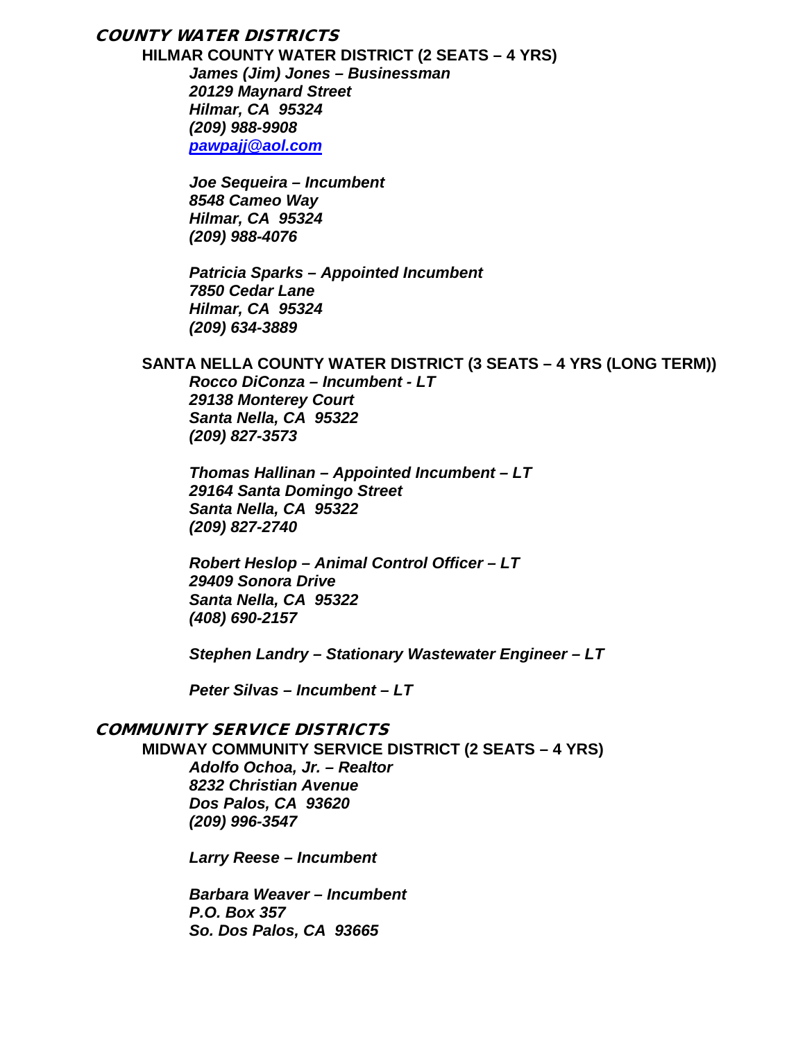## COUNTY WATER DISTRICTS

### HILMAR COUNTY WATER DISTRICT (2 SEATS – 4 YRS)

***James (Jim) Jones – Businessman***
***20129 Maynard Street***
***Hilmar, CA 95324***
***(209) 988-9908***
***pawpajj@aol.com***

***Joe Sequeira – Incumbent***
***8548 Cameo Way***
***Hilmar, CA 95324***
***(209) 988-4076***

***Patricia Sparks – Appointed Incumbent***
***7850 Cedar Lane***
***Hilmar, CA 95324***
***(209) 634-3889***

### SANTA NELLA COUNTY WATER DISTRICT (3 SEATS – 4 YRS (LONG TERM))

***Rocco DiConza – Incumbent - LT***
***29138 Monterey Court***
***Santa Nella, CA 95322***
***(209) 827-3573***

***Thomas Hallinan – Appointed Incumbent – LT***
***29164 Santa Domingo Street***
***Santa Nella, CA 95322***
***(209) 827-2740***

***Robert Heslop – Animal Control Officer – LT***
***29409 Sonora Drive***
***Santa Nella, CA 95322***
***(408) 690-2157***

***Stephen Landry – Stationary Wastewater Engineer – LT***

***Peter Silvas – Incumbent – LT***

## COMMUNITY SERVICE DISTRICTS

### MIDWAY COMMUNITY SERVICE DISTRICT (2 SEATS – 4 YRS)

***Adolfo Ochoa, Jr. – Realtor***
***8232 Christian Avenue***
***Dos Palos, CA 93620***
***(209) 996-3547***

***Larry Reese – Incumbent***

***Barbara Weaver – Incumbent***
***P.O. Box 357***
***So. Dos Palos, CA 93665***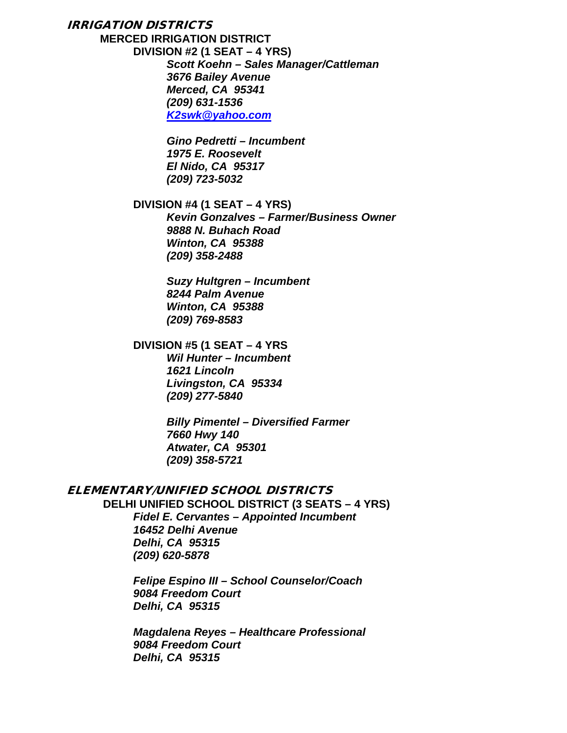## IRRIGATION DISTRICTS

### MERCED IRRIGATION DISTRICT

**DIVISION #2 (1 SEAT – 4 YRS)**

***Scott Koehn – Sales Manager/Cattleman***
***3676 Bailey Avenue***
***Merced, CA 95341***
***(209) 631-1536***
***K2swk@yahoo.com***

***Gino Pedretti – Incumbent***
***1975 E. Roosevelt***
***El Nido, CA 95317***
***(209) 723-5032***

**DIVISION #4 (1 SEAT – 4 YRS)**

***Kevin Gonzalves – Farmer/Business Owner***
***9888 N. Buhach Road***
***Winton, CA 95388***
***(209) 358-2488***

***Suzy Hultgren – Incumbent***
***8244 Palm Avenue***
***Winton, CA 95388***
***(209) 769-8583***

**DIVISION #5 (1 SEAT – 4 YRS**

***Wil Hunter – Incumbent***
***1621 Lincoln***
***Livingston, CA 95334***
***(209) 277-5840***

***Billy Pimentel – Diversified Farmer***
***7660 Hwy 140***
***Atwater, CA 95301***
***(209) 358-5721***

## ELEMENTARY/UNIFIED SCHOOL DISTRICTS

### DELHI UNIFIED SCHOOL DISTRICT (3 SEATS – 4 YRS)

***Fidel E. Cervantes – Appointed Incumbent***
***16452 Delhi Avenue***
***Delhi, CA 95315***
***(209) 620-5878***

***Felipe Espino III – School Counselor/Coach***
***9084 Freedom Court***
***Delhi, CA 95315***

***Magdalena Reyes – Healthcare Professional***
***9084 Freedom Court***
***Delhi, CA 95315***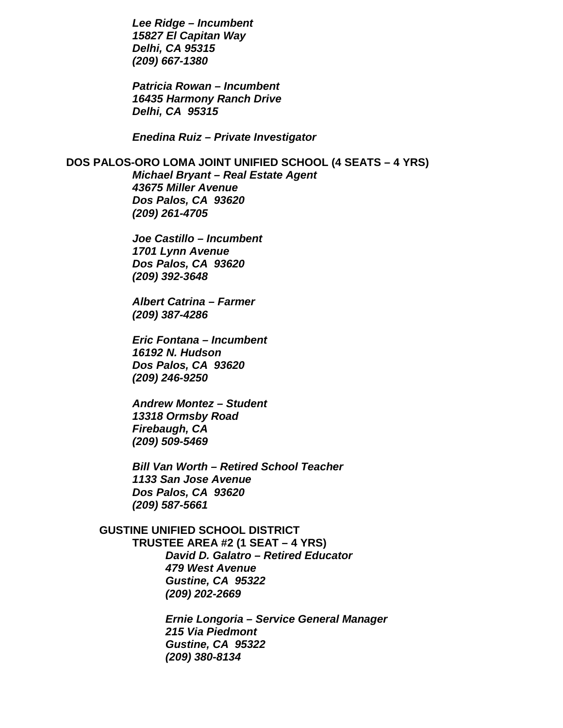*Lee Ridge – Incumbent*
*15827 El Capitan Way*
*Delhi, CA 95315*
*(209) 667-1380*

*Patricia Rowan – Incumbent*
*16435 Harmony Ranch Drive*
*Delhi, CA 95315*

*Enedina Ruiz – Private Investigator*

**DOS PALOS-ORO LOMA JOINT UNIFIED SCHOOL (4 SEATS – 4 YRS)**

*Michael Bryant – Real Estate Agent*
*43675 Miller Avenue*
*Dos Palos, CA 93620*
*(209) 261-4705*

*Joe Castillo – Incumbent*
*1701 Lynn Avenue*
*Dos Palos, CA 93620*
*(209) 392-3648*

*Albert Catrina – Farmer*
*(209) 387-4286*

*Eric Fontana – Incumbent*
*16192 N. Hudson*
*Dos Palos, CA 93620*
*(209) 246-9250*

*Andrew Montez – Student*
*13318 Ormsby Road*
*Firebaugh, CA*
*(209) 509-5469*

*Bill Van Worth – Retired School Teacher*
*1133 San Jose Avenue*
*Dos Palos, CA 93620*
*(209) 587-5661*

**GUSTINE UNIFIED SCHOOL DISTRICT**

**TRUSTEE AREA #2 (1 SEAT – 4 YRS)**

*David D. Galatro – Retired Educator*
*479 West Avenue*
*Gustine, CA 95322*
*(209) 202-2669*

*Ernie Longoria – Service General Manager*
*215 Via Piedmont*
*Gustine, CA 95322*
*(209) 380-8134*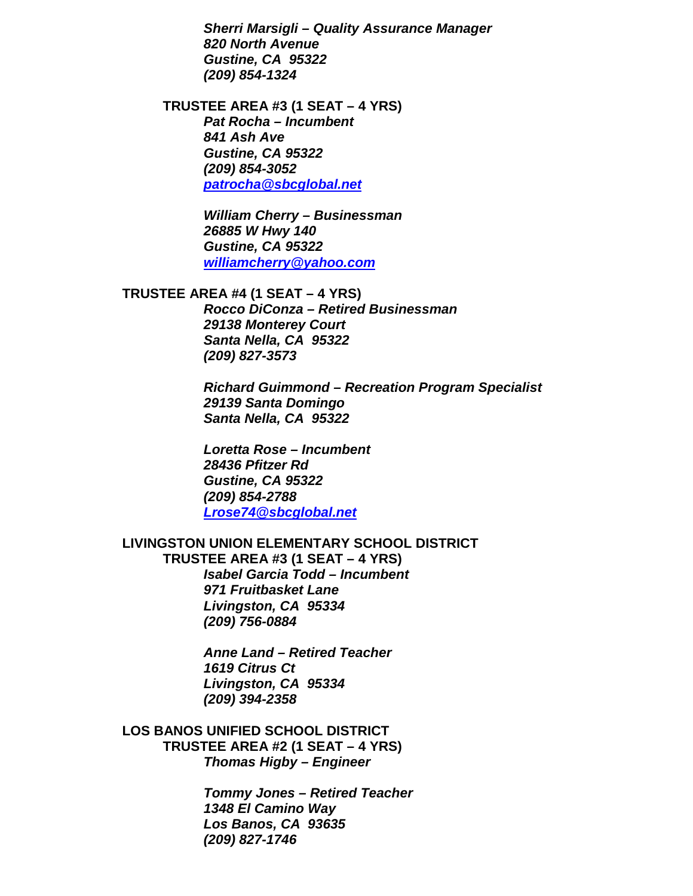***Sherri Marsigli – Quality Assurance Manager***
***820 North Avenue***
***Gustine, CA  95322***
***(209) 854-1324***

**TRUSTEE AREA #3 (1 SEAT – 4 YRS)**

***Pat Rocha – Incumbent***
***841 Ash Ave***
***Gustine, CA 95322***
***(209) 854-3052***
***patrocha@sbcglobal.net***

***William Cherry – Businessman***
***26885 W Hwy 140***
***Gustine, CA 95322***
***williamcherry@yahoo.com***

**TRUSTEE AREA #4 (1 SEAT – 4 YRS)**

***Rocco DiConza – Retired Businessman***
***29138 Monterey Court***
***Santa Nella, CA  95322***
***(209) 827-3573***

***Richard Guimmond – Recreation Program Specialist***
***29139 Santa Domingo***
***Santa Nella, CA  95322***

***Loretta Rose – Incumbent***
***28436 Pfitzer Rd***
***Gustine, CA 95322***
***(209) 854-2788***
***Lrose74@sbcglobal.net***

**LIVINGSTON UNION ELEMENTARY SCHOOL DISTRICT**

**TRUSTEE AREA #3 (1 SEAT – 4 YRS)**

***Isabel Garcia Todd – Incumbent***
***971 Fruitbasket Lane***
***Livingston, CA  95334***
***(209) 756-0884***

***Anne Land – Retired Teacher***
***1619 Citrus Ct***
***Livingston, CA  95334***
***(209) 394-2358***

**LOS BANOS UNIFIED SCHOOL DISTRICT**

**TRUSTEE AREA #2 (1 SEAT – 4 YRS)**

***Thomas Higby – Engineer***

***Tommy Jones – Retired Teacher***
***1348 El Camino Way***
***Los Banos, CA  93635***
***(209) 827-1746***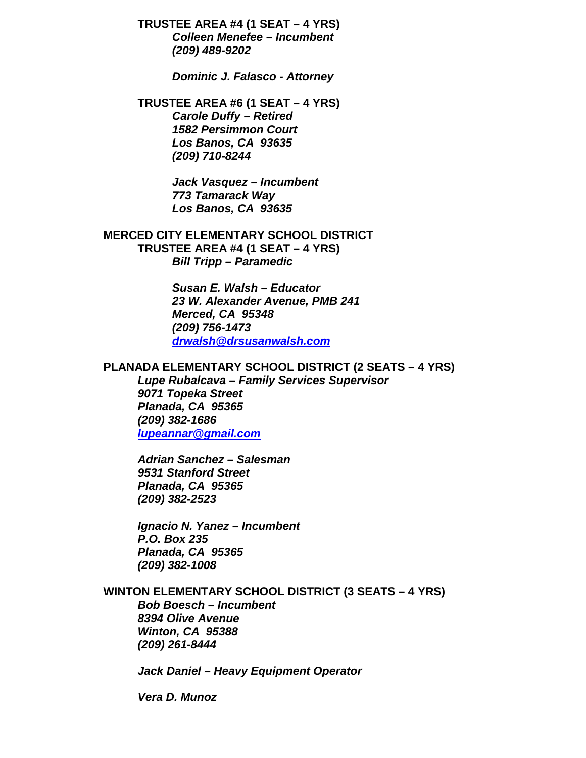**TRUSTEE AREA #4 (1 SEAT – 4 YRS)**

***Colleen Menefee – Incumbent***
***(209) 489-9202***

***Dominic J. Falasco - Attorney***

**TRUSTEE AREA #6 (1 SEAT – 4 YRS)**

***Carole Duffy – Retired***
***1582 Persimmon Court***
***Los Banos, CA 93635***
***(209) 710-8244***

***Jack Vasquez – Incumbent***
***773 Tamarack Way***
***Los Banos, CA 93635***

**MERCED CITY ELEMENTARY SCHOOL DISTRICT**

**TRUSTEE AREA #4 (1 SEAT – 4 YRS)**

***Bill Tripp – Paramedic***

***Susan E. Walsh – Educator***
***23 W. Alexander Avenue, PMB 241***
***Merced, CA 95348***
***(209) 756-1473***
***drwalsh@drsusanwalsh.com***

**PLANADA ELEMENTARY SCHOOL DISTRICT (2 SEATS – 4 YRS)**

***Lupe Rubalcava – Family Services Supervisor***
***9071 Topeka Street***
***Planada, CA 95365***
***(209) 382-1686***
***lupeannar@gmail.com***

***Adrian Sanchez – Salesman***
***9531 Stanford Street***
***Planada, CA 95365***
***(209) 382-2523***

***Ignacio N. Yanez – Incumbent***
***P.O. Box 235***
***Planada, CA 95365***
***(209) 382-1008***

**WINTON ELEMENTARY SCHOOL DISTRICT (3 SEATS – 4 YRS)**

***Bob Boesch – Incumbent***
***8394 Olive Avenue***
***Winton, CA 95388***
***(209) 261-8444***

***Jack Daniel – Heavy Equipment Operator***

***Vera D. Munoz***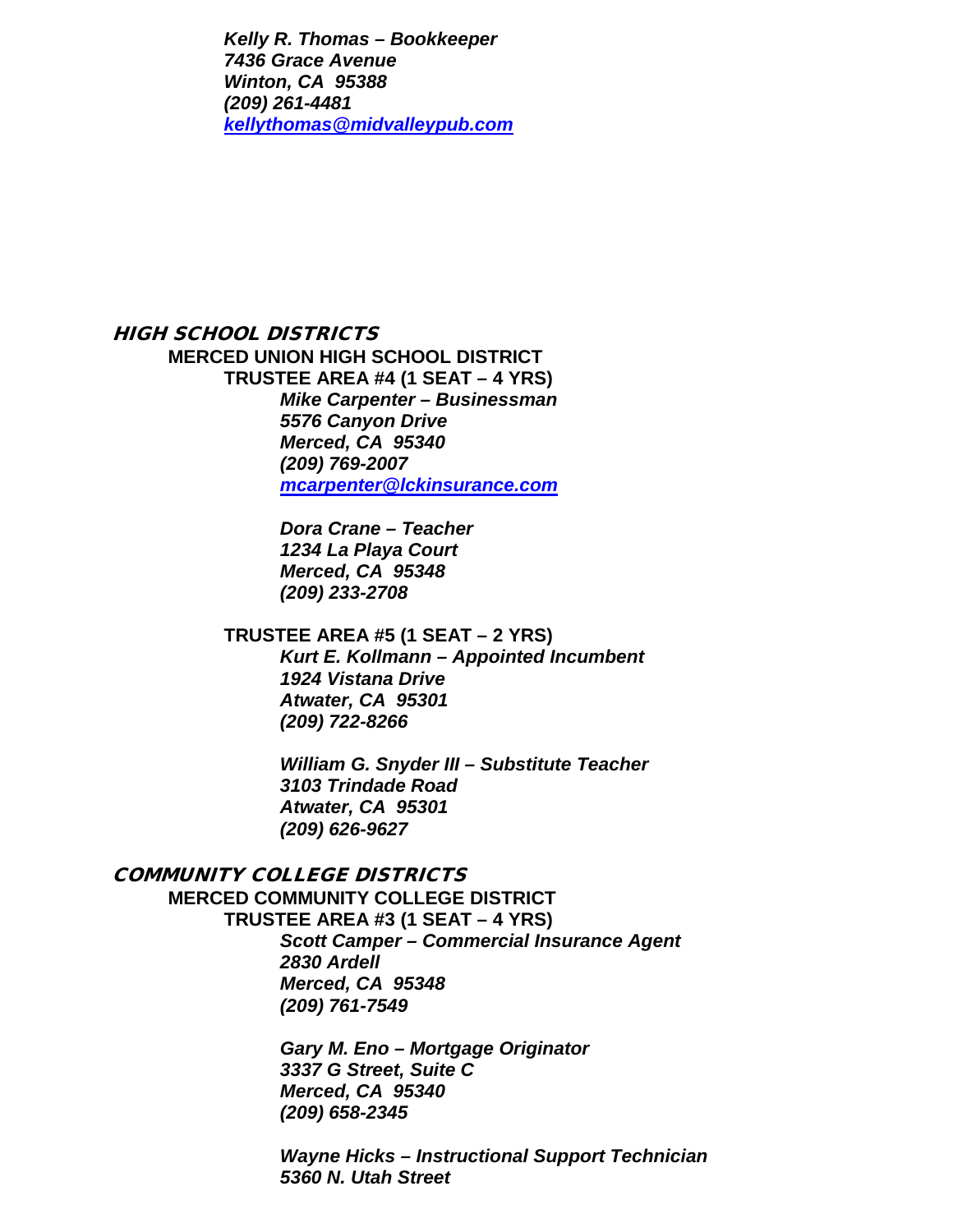***Kelly R. Thomas – Bookkeeper***
***7436 Grace Avenue***
***Winton, CA 95388***
***(209) 261-4481***
***kellythomas@midvalleypub.com***

## HIGH SCHOOL DISTRICTS

### MERCED UNION HIGH SCHOOL DISTRICT

#### TRUSTEE AREA #4 (1 SEAT – 4 YRS)

***Mike Carpenter – Businessman***
***5576 Canyon Drive***
***Merced, CA 95340***
***(209) 769-2007***
***mcarpenter@lckinsurance.com***

***Dora Crane – Teacher***
***1234 La Playa Court***
***Merced, CA 95348***
***(209) 233-2708***

#### TRUSTEE AREA #5 (1 SEAT – 2 YRS)

***Kurt E. Kollmann – Appointed Incumbent***
***1924 Vistana Drive***
***Atwater, CA 95301***
***(209) 722-8266***

***William G. Snyder III – Substitute Teacher***
***3103 Trindade Road***
***Atwater, CA 95301***
***(209) 626-9627***

## COMMUNITY COLLEGE DISTRICTS

### MERCED COMMUNITY COLLEGE DISTRICT

#### TRUSTEE AREA #3 (1 SEAT – 4 YRS)

***Scott Camper – Commercial Insurance Agent***
***2830 Ardell***
***Merced, CA 95348***
***(209) 761-7549***

***Gary M. Eno – Mortgage Originator***
***3337 G Street, Suite C***
***Merced, CA 95340***
***(209) 658-2345***

***Wayne Hicks – Instructional Support Technician***
***5360 N. Utah Street***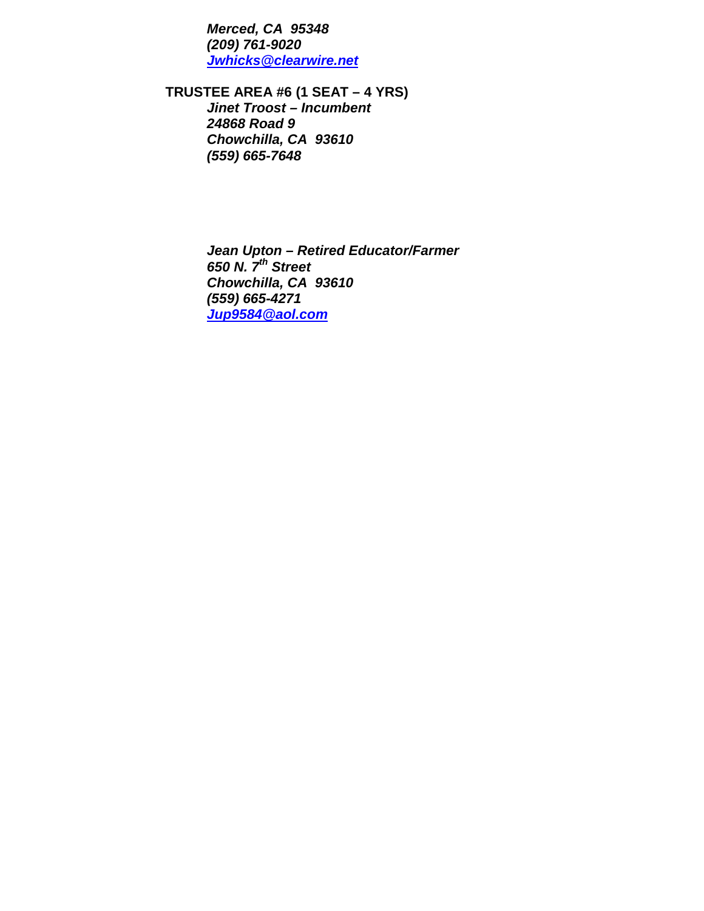***Merced, CA  95348***
***(209) 761-9020***
***Jwhicks@clearwire.net***

**TRUSTEE AREA #6 (1 SEAT – 4 YRS)**

***Jinet Troost – Incumbent***
***24868 Road 9***
***Chowchilla, CA  93610***
***(559) 665-7648***

***Jean Upton – Retired Educator/Farmer***
***650 N. 7th Street***
***Chowchilla, CA  93610***
***(559) 665-4271***
***Jup9584@aol.com***